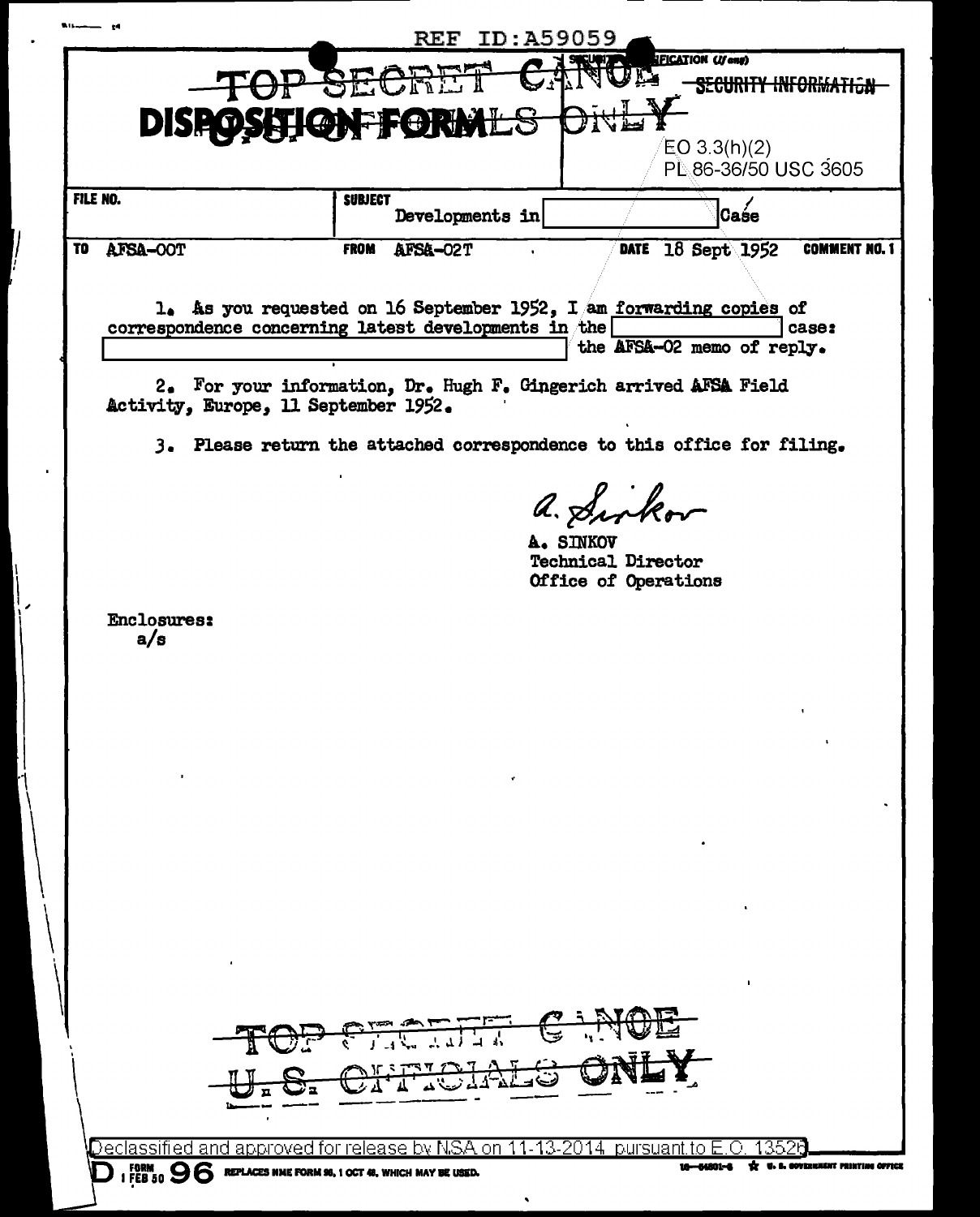REF ID:A59059

TOP SECRET CANOE
SECURITY INFORMATION

# DISPOSITION FORM

U.S. OFFICIALS ONLY

EO 3.3(h)(2)
PL 86-36/50 USC 3605

| FILE NO. | SUBJECT Developments in [ ] Case | | |
|---|---|---|---|
| TO AFSA-00T | FROM AFSA-02T | DATE 18 Sept 1952 | COMMENT NO. 1 |

1. As you requested on 16 September 1952, I am forwarding copies of correspondence concerning latest developments in the [ ] case: [ ] the AFSA-02 memo of reply.

2. For your information, Dr. Hugh F. Gingerich arrived AFSA Field Activity, Europe, 11 September 1952.

3. Please return the attached correspondence to this office for filing.

A. Sinkov

A. SINKOV
Technical Director
Office of Operations

Enclosures:
a/s

TOP SECRET CANOE
U.S. OFFICIALS ONLY

Declassified and approved for release by NSA on 11-13-2014 pursuant to E.O. 13526

FORM 96 1 FEB 50 REPLACES NME FORM 96, 1 OCT 48, WHICH MAY BE USED.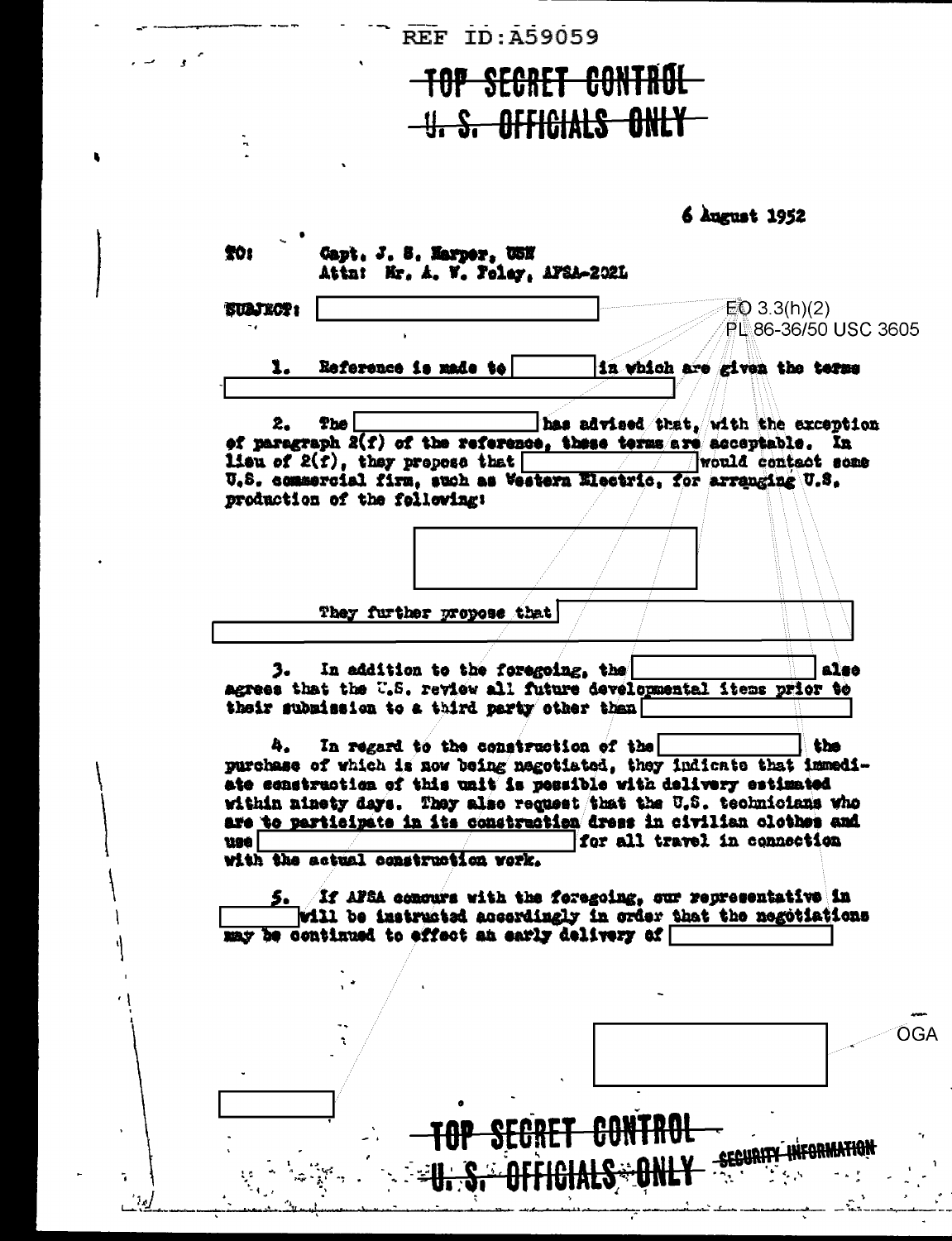REF ID:A59059

TOP SECRET CONTROL
U. S. OFFICIALS ONLY

6 August 1952

TO: Capt. J. S. Harper, USN
Attn: Mr. A. V. Foley, AFSA-202L

SUBJECT: [redacted]

EO 3.3(h)(2)
PL 86-36/50 USC 3605

1. Reference is made to [redacted] in which are given the terms [redacted]

2. The [redacted] has advised that, with the exception of paragraph 2(f) of the reference, these terms are acceptable. In lieu of 2(f), they propose that [redacted] would contact some U.S. commercial firm, such as Western Electric, for arranging U.S. production of the following:

[redacted]

They further propose that [redacted]

3. In addition to the foregoing, the [redacted] also agrees that the U.S. review all future developmental items prior to their submission to a third party other than [redacted]

4. In regard to the construction of the [redacted] the purchase of which is now being negotiated, they indicate that immediate construction of this unit is possible with delivery estimated within ninety days. They also request that the U.S. technicians who are to participate in its construction dress in civilian clothes and use [redacted] for all travel in connection with the actual construction work.

5. If AFSA concurs with the foregoing, our representative in [redacted] will be instructed accordingly in order that the negotiations may be continued to effect an early delivery of [redacted]

[redacted] OGA

[redacted]

TOP SECRET CONTROL
U. S. OFFICIALS ONLY
SECURITY INFORMATION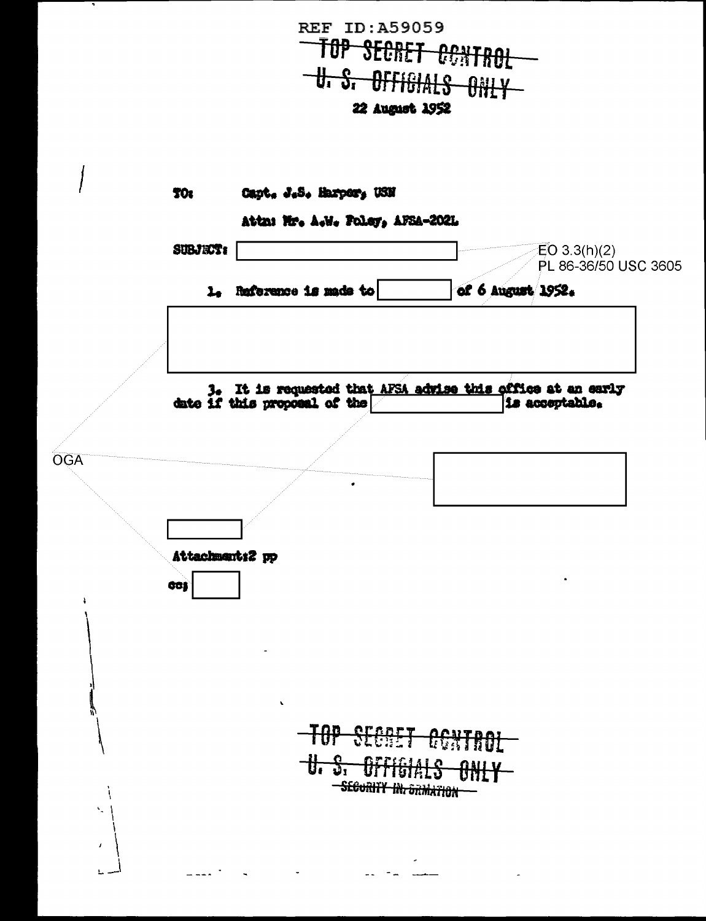REF ID:A59059

~~TOP SECRET CONTROL~~

~~U. S. OFFICIALS ONLY~~

22 August 1952

TO: Capt. J.S. Harper, USN

Attn: Mr. A.W. Foley, AFSA-202L

SUBJECT: [REDACTED]

EO 3.3(h)(2)
PL 86-36/50 USC 3605

1. Reference is made to [REDACTED] of 6 August 1952.

[REDACTED]

3. It is requested that AFSA advise this office at an early date if this proposal of the [REDACTED] is acceptable.

OGA

[REDACTED]

[REDACTED]

Attachment: 2 pp

cc: [REDACTED]

~~TOP SECRET CONTROL~~

~~U. S. OFFICIALS ONLY~~

~~SECURITY INFORMATION~~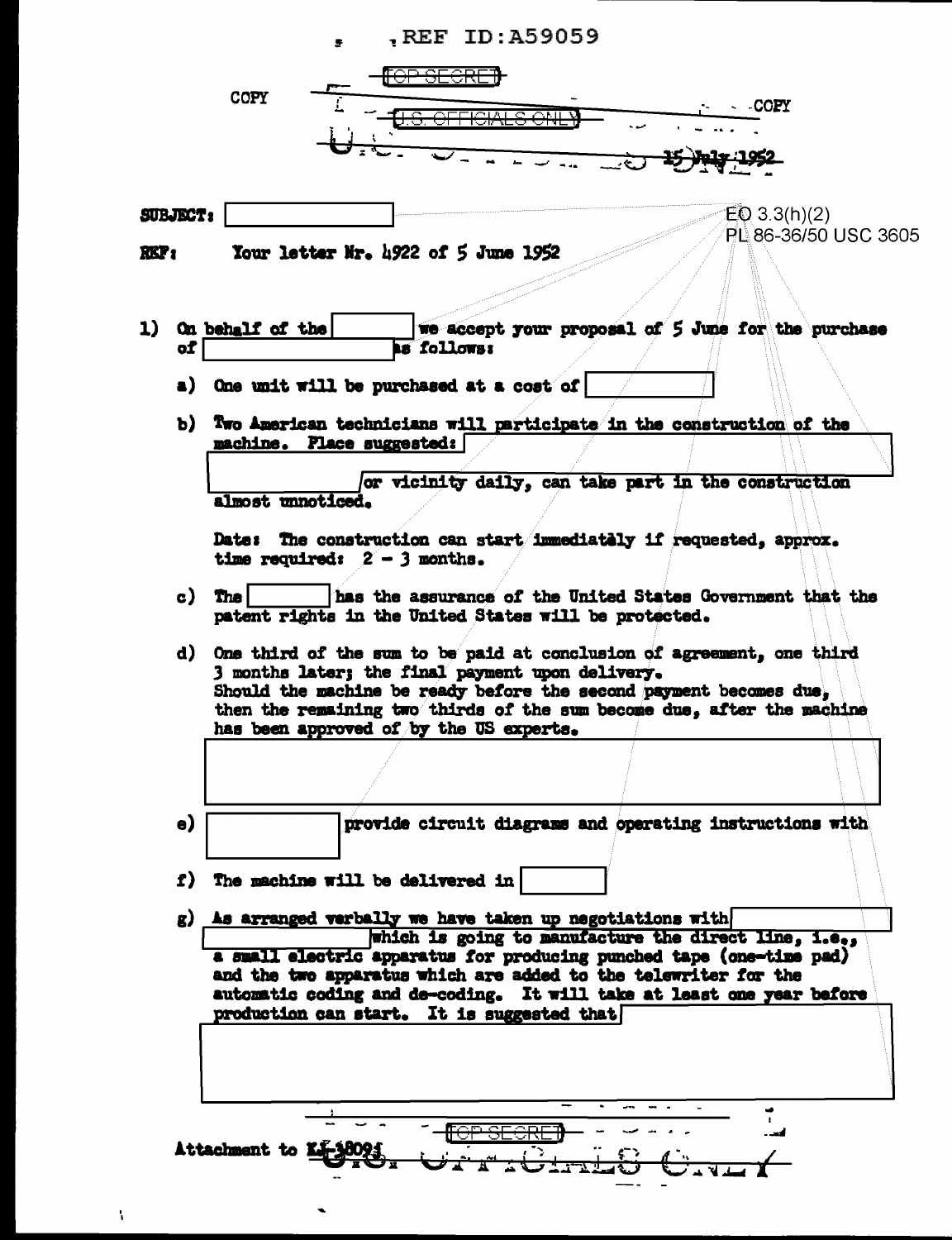REF ID:A59059

TOP SECRET

COPY

U.S. OFFICIALS ONLY

COPY

15 July 1952

**SUBJECT:** [redacted]

EO 3.3(h)(2)
PL 86-36/50 USC 3605

**REF:** Your letter Nr. 4922 of 5 June 1952

1) On behalf of the [redacted] we accept your proposal of 5 June for the purchase of [redacted] as follows:

   a) One unit will be purchased at a cost of [redacted]

   b) Two American technicians will participate in the construction of the machine. Place suggested: [redacted] or vicinity daily, can take part in the construction almost unnoticed.

      Date: The construction can start immediatly if requested, approx. time required: 2 - 3 months.

   c) The [redacted] has the assurance of the United States Government that the patent rights in the United States will be protected.

   d) One third of the sum to be paid at conclusion of agreement, one third 3 months later; the final payment upon delivery.
      Should the machine be ready before the second payment becomes due, then the remaining two thirds of the sum become due, after the machine has been approved of by the US experts.

      [redacted]

   e) [redacted] provide circuit diagrams and operating instructions with

   f) The machine will be delivered in [redacted]

   g) As arranged verbally we have taken up negotiations with [redacted] which is going to manufacture the direct line, i.e., a small electric apparatus for producing punched tape (one-time pad) and the two apparatus which are added to the telewriter for the automatic coding and de-coding. It will take at least one year before production can start. It is suggested that [redacted]

TOP SECRET

Attachment to KI-38094

U.S. OFFICIALS ONLY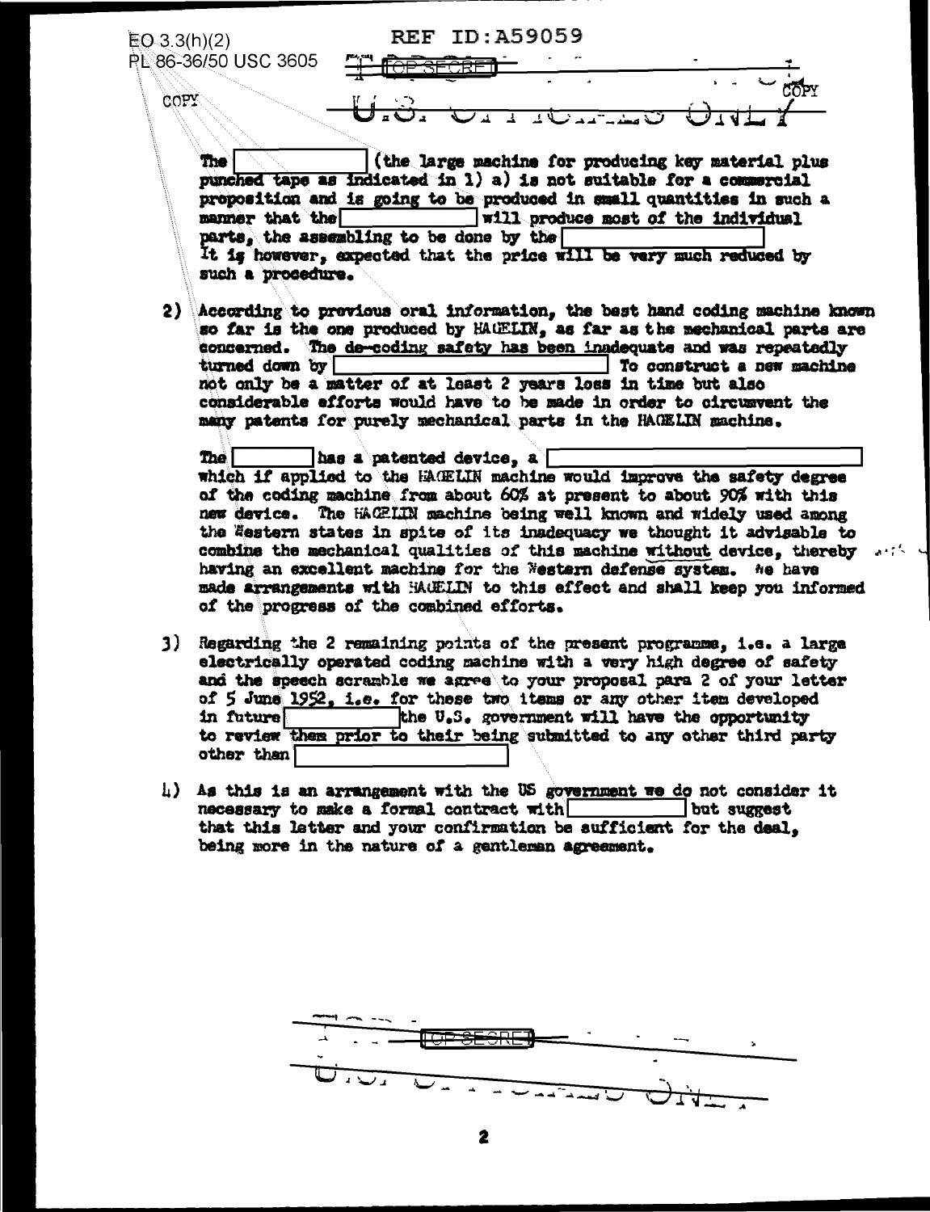EO 3.3(h)(2)
PL 86-36/50 USC 3605

REF ID:A59059

TOP SECRET

COPY

U.S. OFFICIALS ONLY

COPY

The [          ] (the large machine for producing key material plus punched tape as indicated in 1) a) is not suitable for a commercial proposition and is going to be produced in small quantities in such a manner that the [          ] will produce most of the individual parts, the assembling to be done by the [          ] It is however, expected that the price will be very much reduced by such a procedure.

2) According to previous oral information, the best hand coding machine known so far is the one produced by HAGELIN, as far as the mechanical parts are concerned. The de-coding safety has been inadequate and was repeatedly turned down by [          ] To construct a new machine not only be a matter of at least 2 years loss in time but also considerable efforts would have to be made in order to circumvent the many patents for purely mechanical parts in the HAGELIN machine.

The [          ] has a patented device, a [          ] which if applied to the HAGELIN machine would improve the safety degree of the coding machine from about 60% at present to about 90% with this new device. The HAGELIN machine being well known and widely used among the Western states in spite of its inadequacy we thought it advisable to combine the mechanical qualities of this machine without device, thereby having an excellent machine for the Western defense system. We have made arrangements with HAGELIN to this effect and shall keep you informed of the progress of the combined efforts.

3) Regarding the 2 remaining points of the present programme, i.e. a large electrically operated coding machine with a very high degree of safety and the speech scramble we agree to your proposal para 2 of your letter of 5 June 1952, i.e. for these two items or any other item developed in future [          ] the U.S. government will have the opportunity to review them prior to their being submitted to any other third party other than [          ]

4) As this is an arrangement with the US government we do not consider it necessary to make a formal contract with [          ] but suggest that this letter and your confirmation be sufficient for the deal, being more in the nature of a gentleman agreement.

TOP SECRET

U.S. OFFICIALS ONLY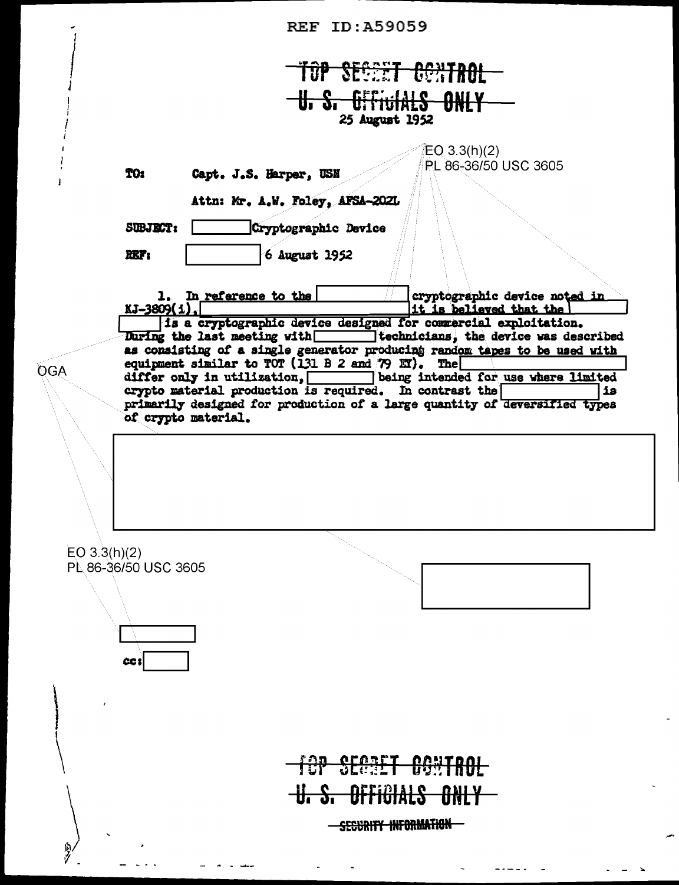REF ID:A59059

~~TOP SECRET CONTROL~~
~~U. S. OFFICIALS ONLY~~

25 August 1952

EO 3.3(h)(2)
PL 86-36/50 USC 3605

**TO:** Capt. J.S. Harper, USN

Attn: Mr. A.W. Foley, AFSA-202L

**SUBJECT:** [redacted] Cryptographic Device

**REF:** [redacted] 6 August 1952

1. In reference to the [redacted] cryptographic device noted in KJ-3809(1), [redacted] it is believed that the [redacted] is a cryptographic device designed for commercial exploitation. During the last meeting with [redacted] technicians, the device was described as consisting of a single generator producing random tapes to be used with equipment similar to TOT (131 B 2 and 79 EY). The [redacted] differ only in utilization, [redacted] being intended for use where limited crypto material production is required. In contrast the [redacted] is primarily designed for production of a large quantity of deversified types of crypto material.

OGA

[redacted]

EO 3.3(h)(2)
PL 86-36/50 USC 3605

[redacted]

[redacted]

cc: [redacted]

~~TOP SECRET CONTROL~~
~~U. S. OFFICIALS ONLY~~
~~SECURITY INFORMATION~~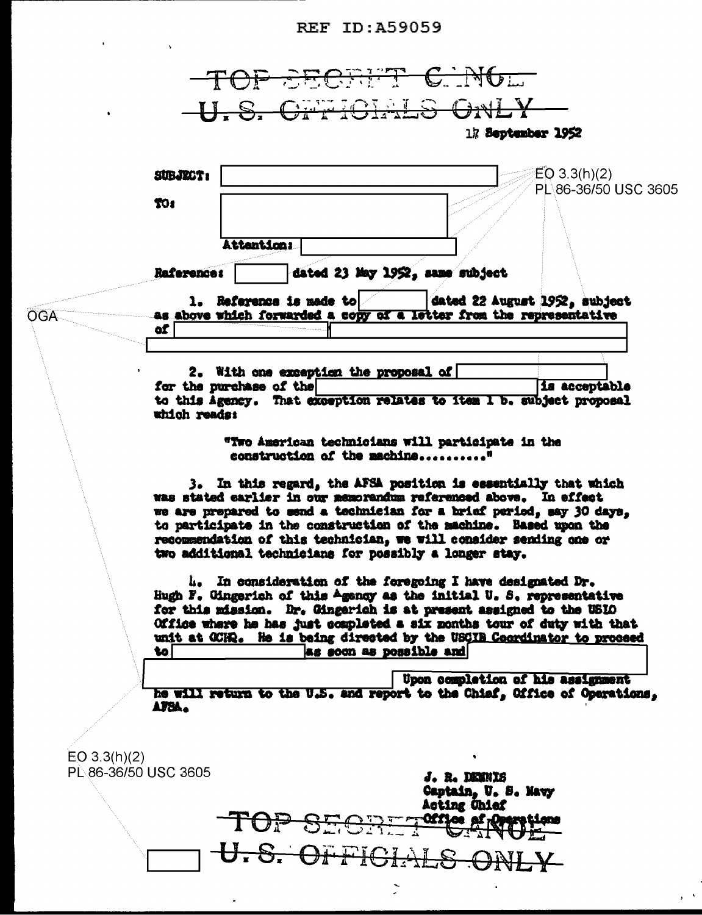REF ID:A59059

~~TOP SECRET CANOE~~
~~U. S. OFFICIALS ONLY~~

17 September 1952

**SUBJECT:** [REDACTED]

EO 3.3(h)(2)
PL 86-36/50 USC 3605

**TO:** [REDACTED]

**Attention:** [REDACTED]

**Reference:** [REDACTED] dated 23 May 1952, same subject

OGA

1. Reference is made to [REDACTED] dated 22 August 1952, subject as above which forwarded a copy of a letter from the representative of [REDACTED]

2. With one exception the proposal of [REDACTED] for the purchase of the [REDACTED] is acceptable to this Agency. That exception relates to item 1 b. subject proposal which reads:

> "Two American technicians will participate in the construction of the machine.........."

3. In this regard, the AFSA position is essentially that which was stated earlier in our memorandum referenced above. In effect we are prepared to send a technician for a brief period, say 30 days, to participate in the construction of the machine. Based upon the recommendation of this technician, we will consider sending one or two additional technicians for possibly a longer stay.

4. In consideration of the foregoing I have designated Dr. Hugh F. Gingerich of this Agency as the initial U. S. representative for this mission. Dr. Gingerich is at present assigned to the USLO Office where he has just completed a six months tour of duty with that unit at GCHQ. He is being directed by the USCIB Coordinator to proceed to [REDACTED] as soon as possible and [REDACTED] Upon completion of his assignment he will return to the U.S. and report to the Chief, Office of Operations, AFSA.

EO 3.3(h)(2)
PL 86-36/50 USC 3605

J. R. DENNIS
Captain, U. S. Navy
Acting Chief
Office of Operations

~~TOP SECRET CANOE~~
~~U. S. OFFICIALS ONLY~~